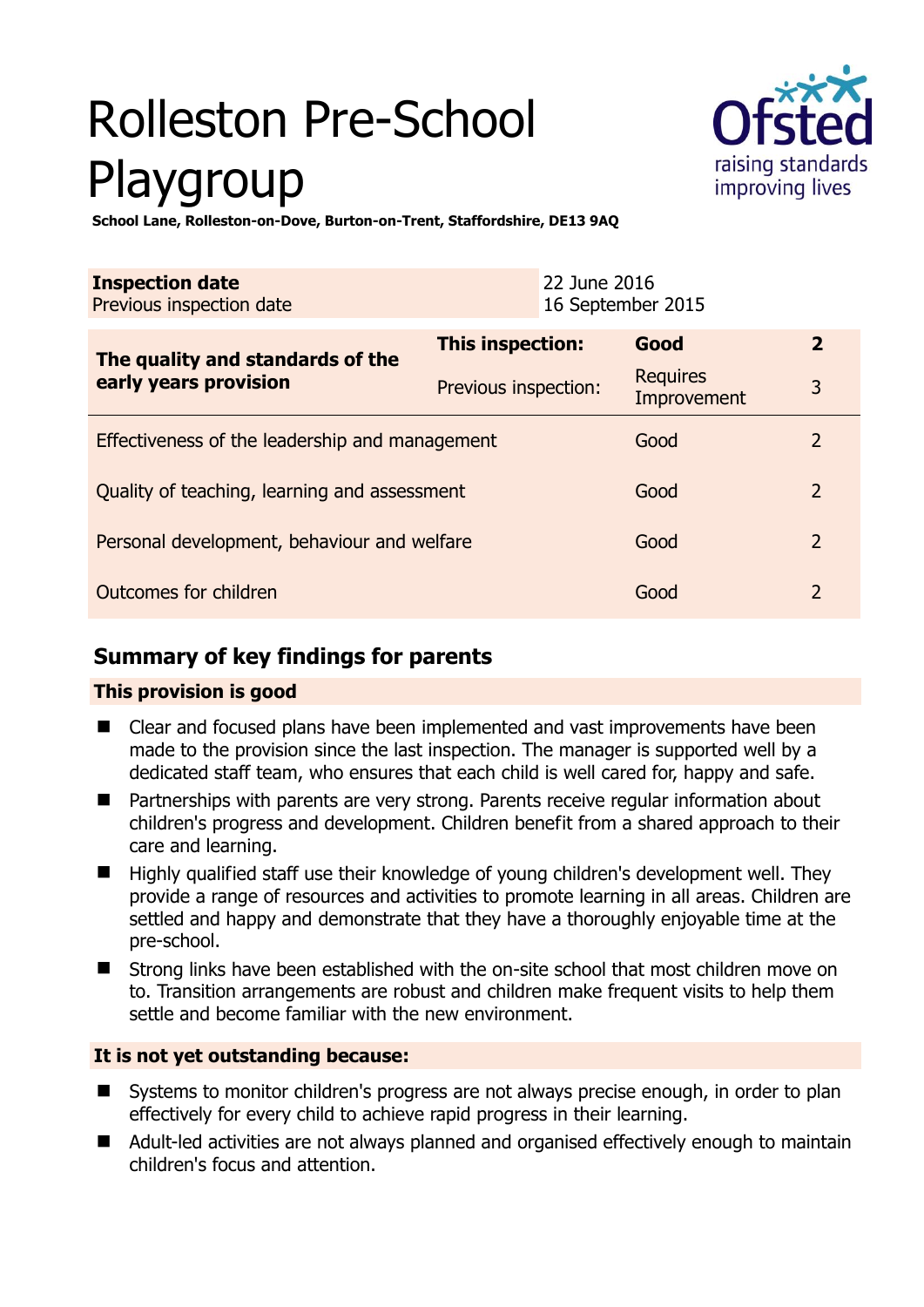# Rolleston Pre-School Playgroup

**School Lane, Rolleston-on-Dove, Burton-on-Trent, Staffordshire, DE13 9AQ**

| **Inspection date** | 22 June 2016 |
|---|---|
| Previous inspection date | 16 September 2015 |

| **The quality and standards of the early years provision** | **This inspection:** | **Good** | **2** |
|---|---|---|---|
| | Previous inspection: | Requires Improvement | 3 |
| Effectiveness of the leadership and management | | Good | 2 |
| Quality of teaching, learning and assessment | | Good | 2 |
| Personal development, behaviour and welfare | | Good | 2 |
| Outcomes for children | | Good | 2 |

## Summary of key findings for parents

### This provision is good

- Clear and focused plans have been implemented and vast improvements have been made to the provision since the last inspection. The manager is supported well by a dedicated staff team, who ensures that each child is well cared for, happy and safe.
- Partnerships with parents are very strong. Parents receive regular information about children's progress and development. Children benefit from a shared approach to their care and learning.
- Highly qualified staff use their knowledge of young children's development well. They provide a range of resources and activities to promote learning in all areas. Children are settled and happy and demonstrate that they have a thoroughly enjoyable time at the pre-school.
- Strong links have been established with the on-site school that most children move on to. Transition arrangements are robust and children make frequent visits to help them settle and become familiar with the new environment.

### It is not yet outstanding because:

- Systems to monitor children's progress are not always precise enough, in order to plan effectively for every child to achieve rapid progress in their learning.
- Adult-led activities are not always planned and organised effectively enough to maintain children's focus and attention.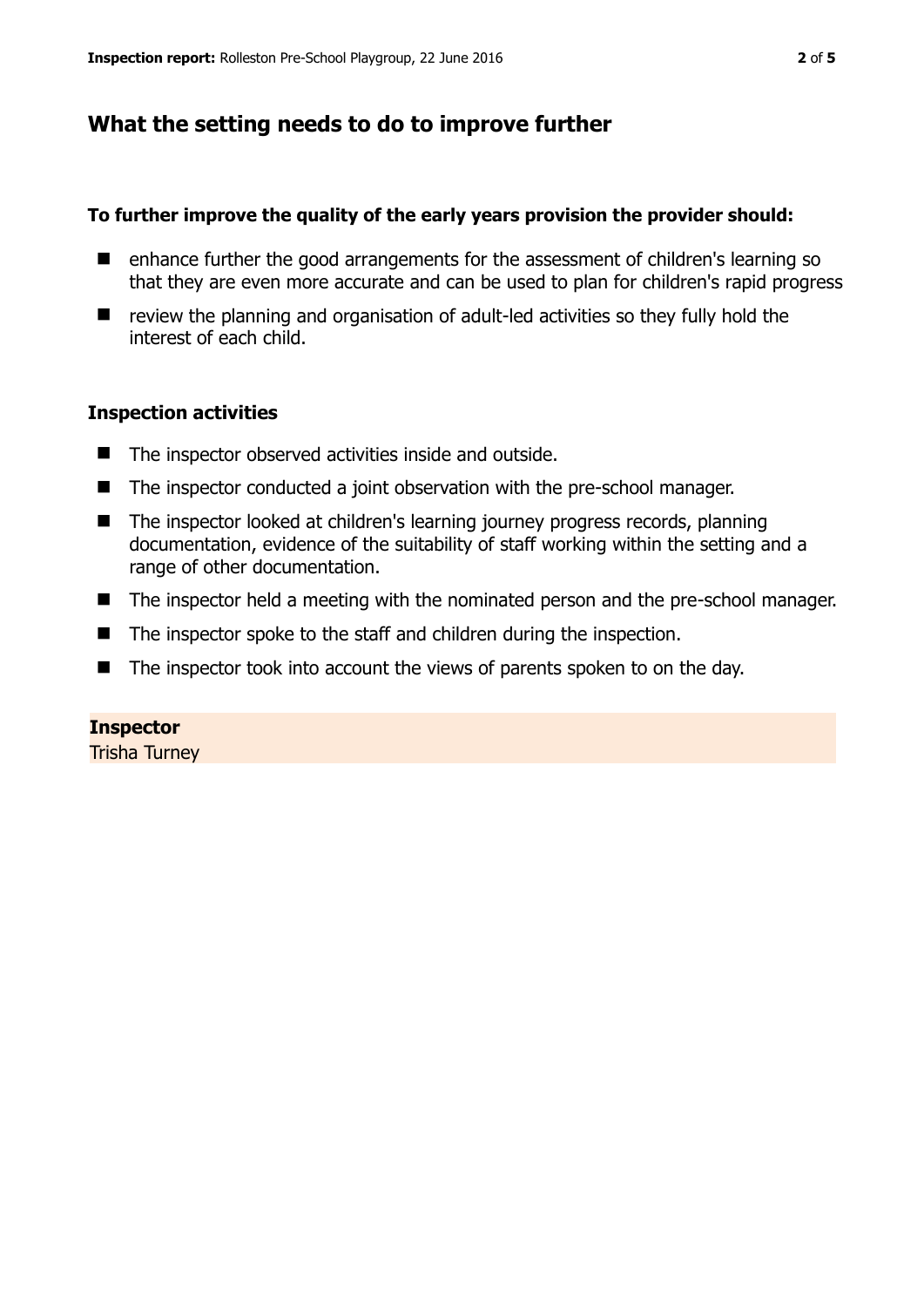## What the setting needs to do to improve further

**To further improve the quality of the early years provision the provider should:**

- enhance further the good arrangements for the assessment of children's learning so that they are even more accurate and can be used to plan for children's rapid progress
- review the planning and organisation of adult-led activities so they fully hold the interest of each child.

### Inspection activities

- The inspector observed activities inside and outside.
- The inspector conducted a joint observation with the pre-school manager.
- The inspector looked at children's learning journey progress records, planning documentation, evidence of the suitability of staff working within the setting and a range of other documentation.
- The inspector held a meeting with the nominated person and the pre-school manager.
- The inspector spoke to the staff and children during the inspection.
- The inspector took into account the views of parents spoken to on the day.

**Inspector**

Trisha Turney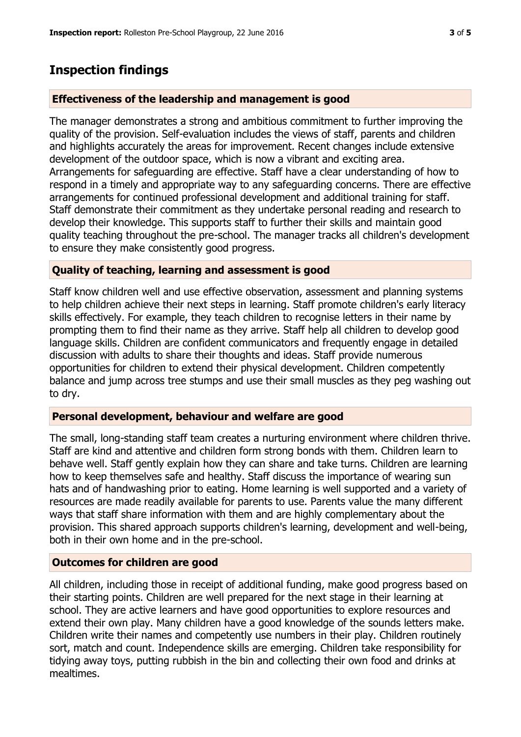## Inspection findings

### Effectiveness of the leadership and management is good

The manager demonstrates a strong and ambitious commitment to further improving the quality of the provision. Self-evaluation includes the views of staff, parents and children and highlights accurately the areas for improvement. Recent changes include extensive development of the outdoor space, which is now a vibrant and exciting area. Arrangements for safeguarding are effective. Staff have a clear understanding of how to respond in a timely and appropriate way to any safeguarding concerns. There are effective arrangements for continued professional development and additional training for staff. Staff demonstrate their commitment as they undertake personal reading and research to develop their knowledge. This supports staff to further their skills and maintain good quality teaching throughout the pre-school. The manager tracks all children's development to ensure they make consistently good progress.

### Quality of teaching, learning and assessment is good

Staff know children well and use effective observation, assessment and planning systems to help children achieve their next steps in learning. Staff promote children's early literacy skills effectively. For example, they teach children to recognise letters in their name by prompting them to find their name as they arrive. Staff help all children to develop good language skills. Children are confident communicators and frequently engage in detailed discussion with adults to share their thoughts and ideas. Staff provide numerous opportunities for children to extend their physical development. Children competently balance and jump across tree stumps and use their small muscles as they peg washing out to dry.

### Personal development, behaviour and welfare are good

The small, long-standing staff team creates a nurturing environment where children thrive. Staff are kind and attentive and children form strong bonds with them. Children learn to behave well. Staff gently explain how they can share and take turns. Children are learning how to keep themselves safe and healthy. Staff discuss the importance of wearing sun hats and of handwashing prior to eating. Home learning is well supported and a variety of resources are made readily available for parents to use. Parents value the many different ways that staff share information with them and are highly complementary about the provision. This shared approach supports children's learning, development and well-being, both in their own home and in the pre-school.

### Outcomes for children are good

All children, including those in receipt of additional funding, make good progress based on their starting points. Children are well prepared for the next stage in their learning at school. They are active learners and have good opportunities to explore resources and extend their own play. Many children have a good knowledge of the sounds letters make. Children write their names and competently use numbers in their play. Children routinely sort, match and count. Independence skills are emerging. Children take responsibility for tidying away toys, putting rubbish in the bin and collecting their own food and drinks at mealtimes.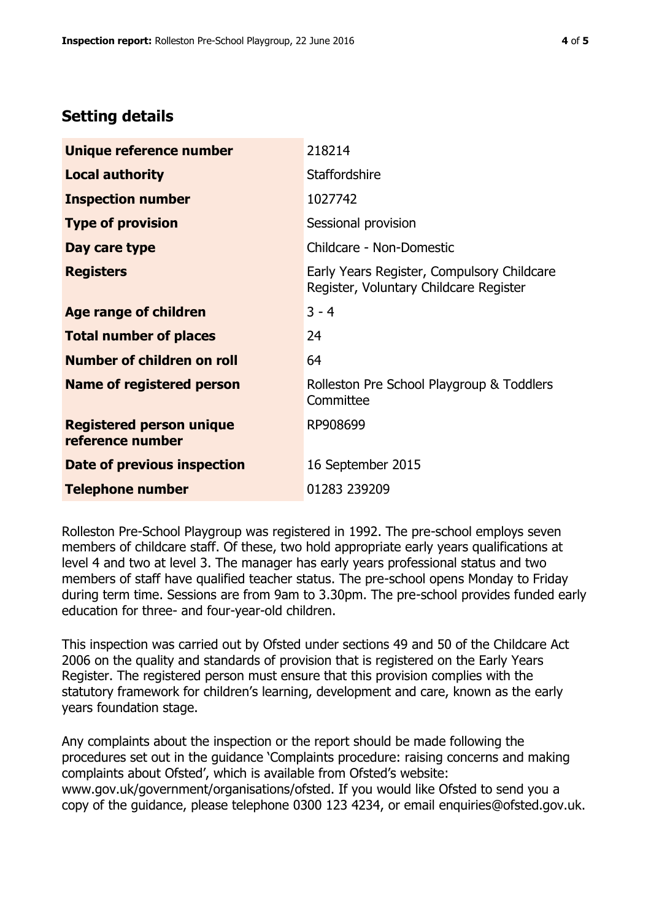## Setting details

| | |
|---|---|
| **Unique reference number** | 218214 |
| **Local authority** | Staffordshire |
| **Inspection number** | 1027742 |
| **Type of provision** | Sessional provision |
| **Day care type** | Childcare - Non-Domestic |
| **Registers** | Early Years Register, Compulsory Childcare Register, Voluntary Childcare Register |
| **Age range of children** | 3 - 4 |
| **Total number of places** | 24 |
| **Number of children on roll** | 64 |
| **Name of registered person** | Rolleston Pre School Playgroup & Toddlers Committee |
| **Registered person unique reference number** | RP908699 |
| **Date of previous inspection** | 16 September 2015 |
| **Telephone number** | 01283 239209 |

Rolleston Pre-School Playgroup was registered in 1992. The pre-school employs seven members of childcare staff. Of these, two hold appropriate early years qualifications at level 4 and two at level 3. The manager has early years professional status and two members of staff have qualified teacher status. The pre-school opens Monday to Friday during term time. Sessions are from 9am to 3.30pm. The pre-school provides funded early education for three- and four-year-old children.

This inspection was carried out by Ofsted under sections 49 and 50 of the Childcare Act 2006 on the quality and standards of provision that is registered on the Early Years Register. The registered person must ensure that this provision complies with the statutory framework for children's learning, development and care, known as the early years foundation stage.

Any complaints about the inspection or the report should be made following the procedures set out in the guidance 'Complaints procedure: raising concerns and making complaints about Ofsted', which is available from Ofsted's website: www.gov.uk/government/organisations/ofsted. If you would like Ofsted to send you a copy of the guidance, please telephone 0300 123 4234, or email enquiries@ofsted.gov.uk.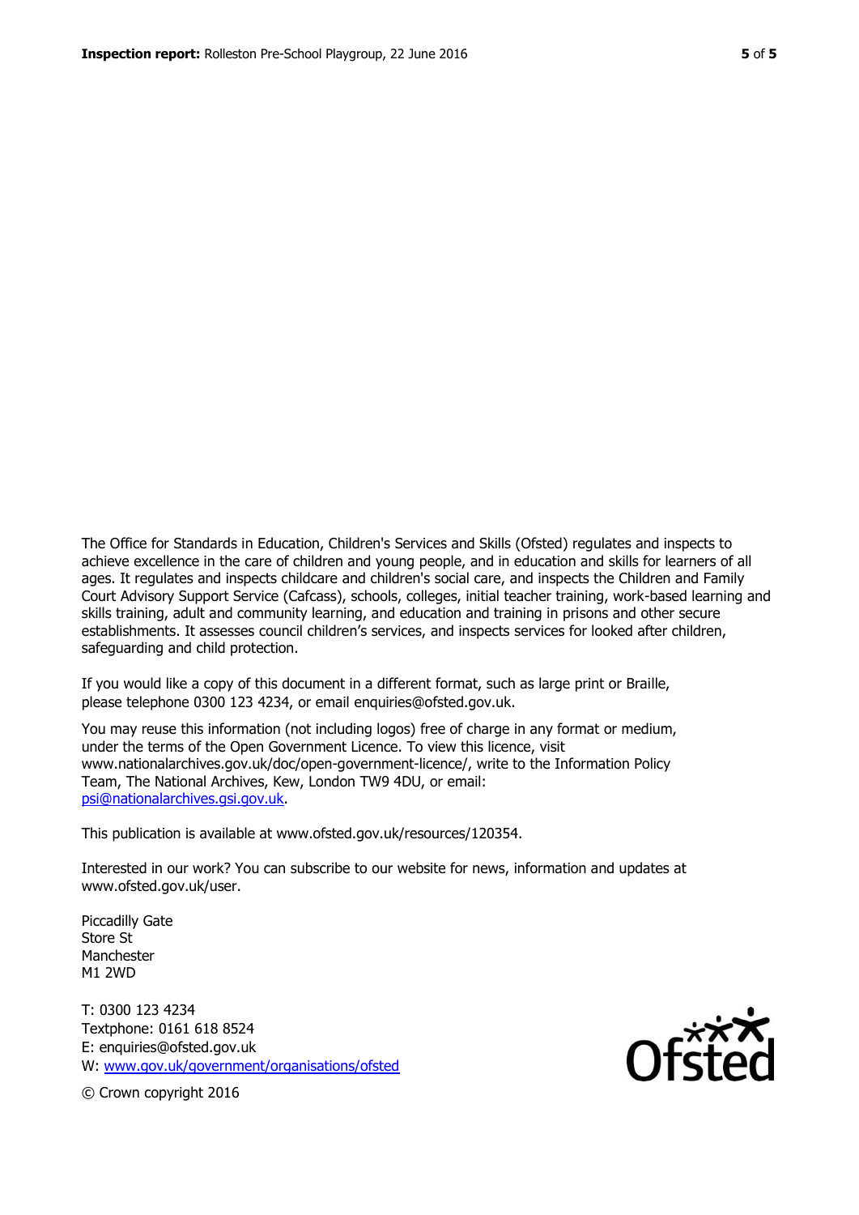The Office for Standards in Education, Children's Services and Skills (Ofsted) regulates and inspects to achieve excellence in the care of children and young people, and in education and skills for learners of all ages. It regulates and inspects childcare and children's social care, and inspects the Children and Family Court Advisory Support Service (Cafcass), schools, colleges, initial teacher training, work-based learning and skills training, adult and community learning, and education and training in prisons and other secure establishments. It assesses council children's services, and inspects services for looked after children, safeguarding and child protection.

If you would like a copy of this document in a different format, such as large print or Braille, please telephone 0300 123 4234, or email enquiries@ofsted.gov.uk.

You may reuse this information (not including logos) free of charge in any format or medium, under the terms of the Open Government Licence. To view this licence, visit www.nationalarchives.gov.uk/doc/open-government-licence/, write to the Information Policy Team, The National Archives, Kew, London TW9 4DU, or email: psi@nationalarchives.gsi.gov.uk.

This publication is available at www.ofsted.gov.uk/resources/120354.

Interested in our work? You can subscribe to our website for news, information and updates at www.ofsted.gov.uk/user.

Piccadilly Gate
Store St
Manchester
M1 2WD

T: 0300 123 4234
Textphone: 0161 618 8524
E: enquiries@ofsted.gov.uk
W: www.gov.uk/government/organisations/ofsted

© Crown copyright 2016